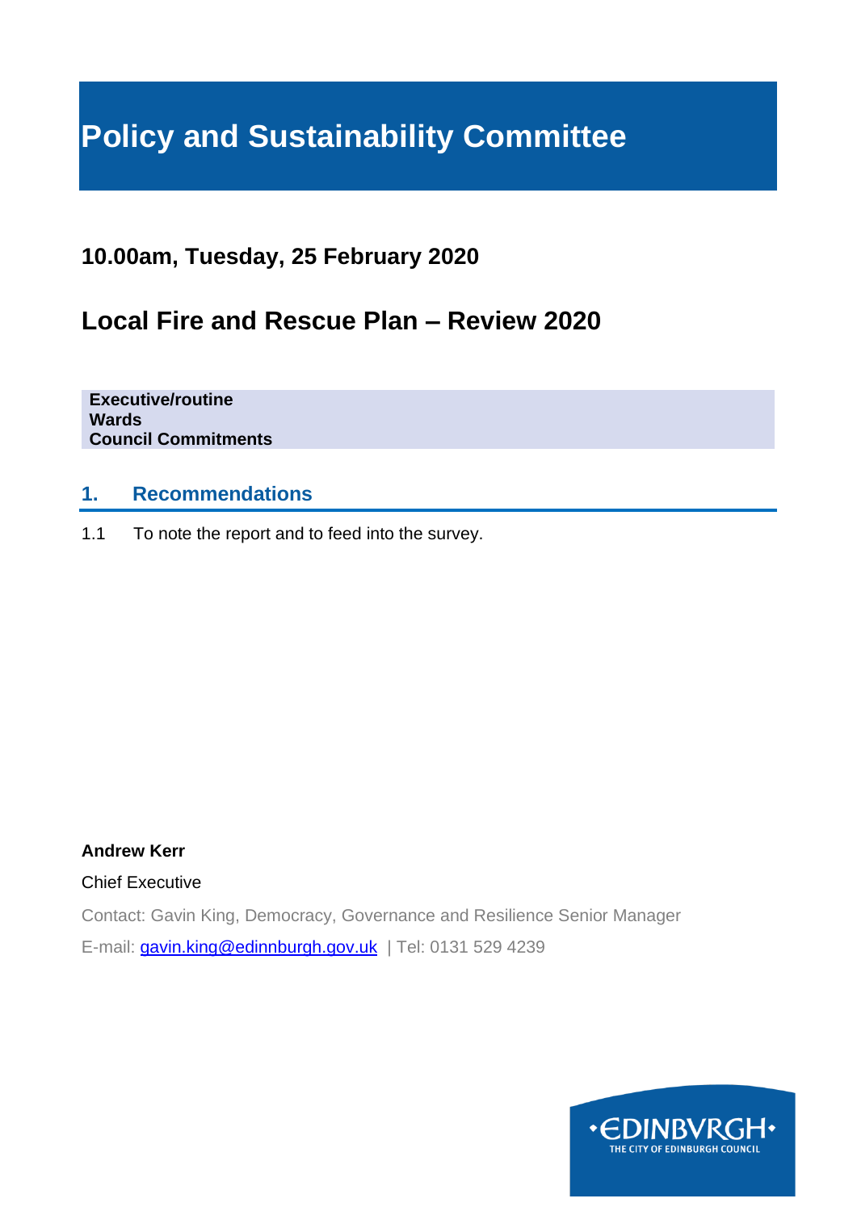# Policy and Sustainability Committee

## 10.00am, Tuesday, 25 February 2020

## Local Fire and Rescue Plan – Review 2020

**Executive/routine**
**Wards**
**Council Commitments**

### 1. Recommendations

1.1 To note the report and to feed into the survey.

**Andrew Kerr**

Chief Executive

Contact: Gavin King, Democracy, Governance and Resilience Senior Manager

E-mail: gavin.king@edinburgh.gov.uk | Tel: 0131 529 4239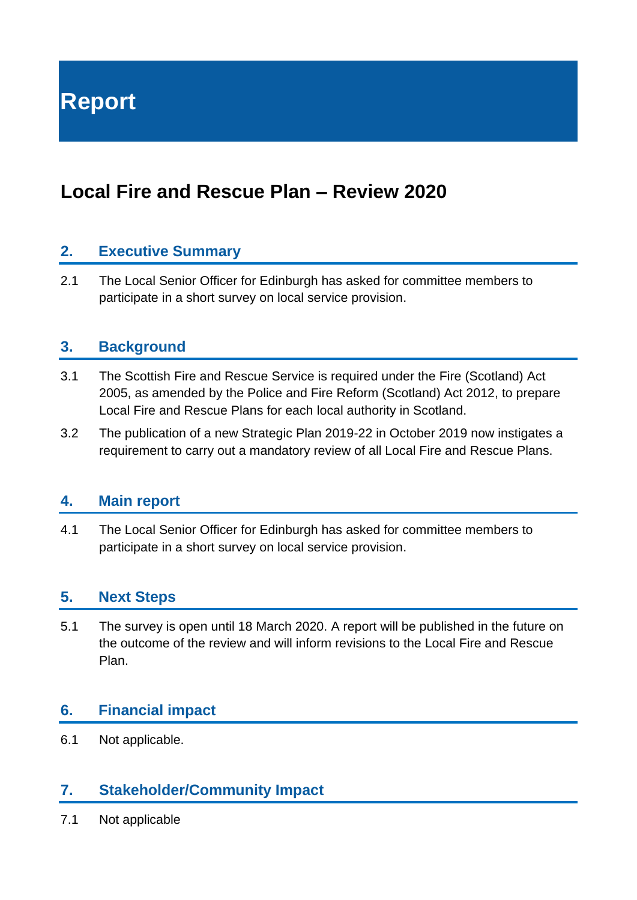# Report

## Local Fire and Rescue Plan – Review 2020

### 2. Executive Summary

2.1 The Local Senior Officer for Edinburgh has asked for committee members to participate in a short survey on local service provision.

### 3. Background

3.1 The Scottish Fire and Rescue Service is required under the Fire (Scotland) Act 2005, as amended by the Police and Fire Reform (Scotland) Act 2012, to prepare Local Fire and Rescue Plans for each local authority in Scotland.

3.2 The publication of a new Strategic Plan 2019-22 in October 2019 now instigates a requirement to carry out a mandatory review of all Local Fire and Rescue Plans.

### 4. Main report

4.1 The Local Senior Officer for Edinburgh has asked for committee members to participate in a short survey on local service provision.

### 5. Next Steps

5.1 The survey is open until 18 March 2020. A report will be published in the future on the outcome of the review and will inform revisions to the Local Fire and Rescue Plan.

### 6. Financial impact

6.1 Not applicable.

### 7. Stakeholder/Community Impact

7.1 Not applicable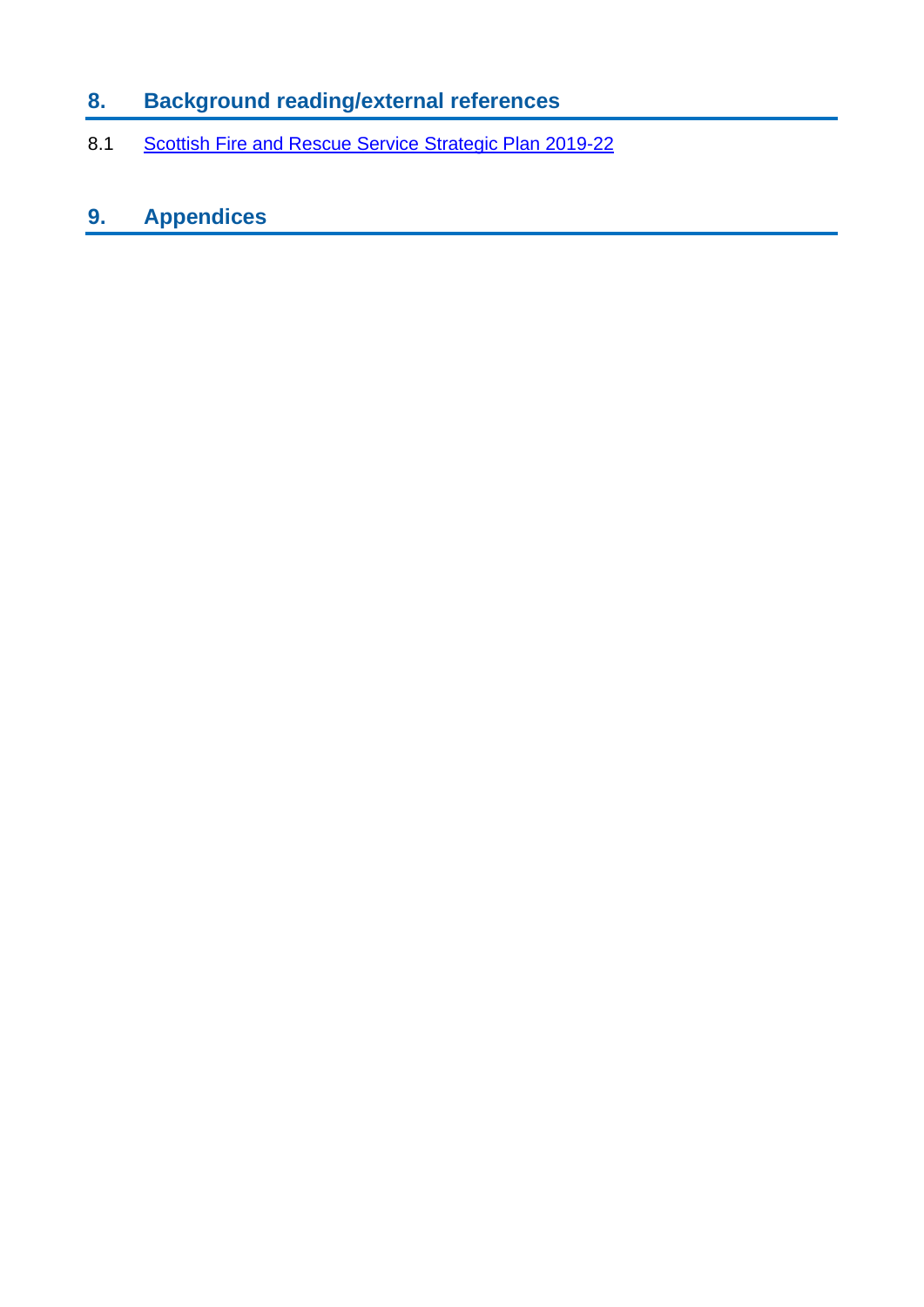## 8. Background reading/external references

8.1 Scottish Fire and Rescue Service Strategic Plan 2019-22

## 9. Appendices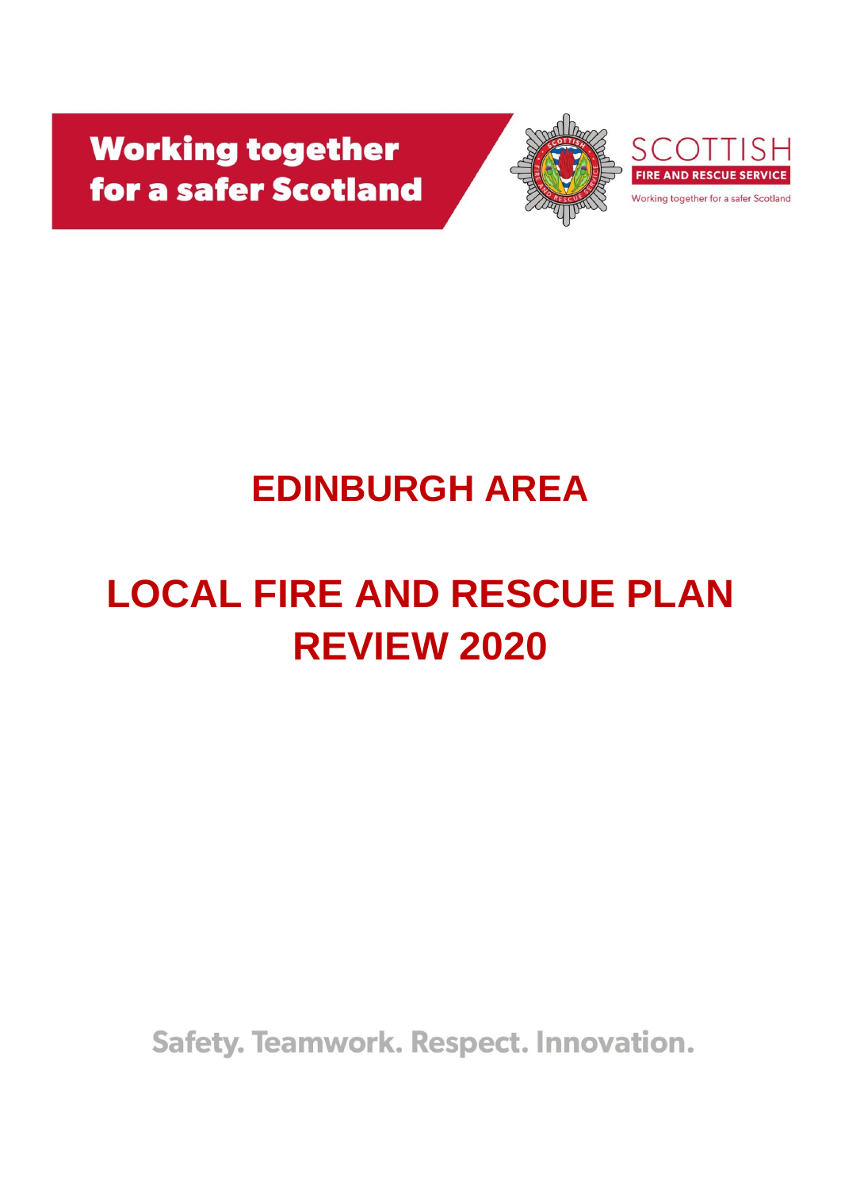Working together for a safer Scotland

SCOTTISH FIRE AND RESCUE SERVICE

Working together for a safer Scotland

# EDINBURGH AREA

# LOCAL FIRE AND RESCUE PLAN REVIEW 2020

Safety. Teamwork. Respect. Innovation.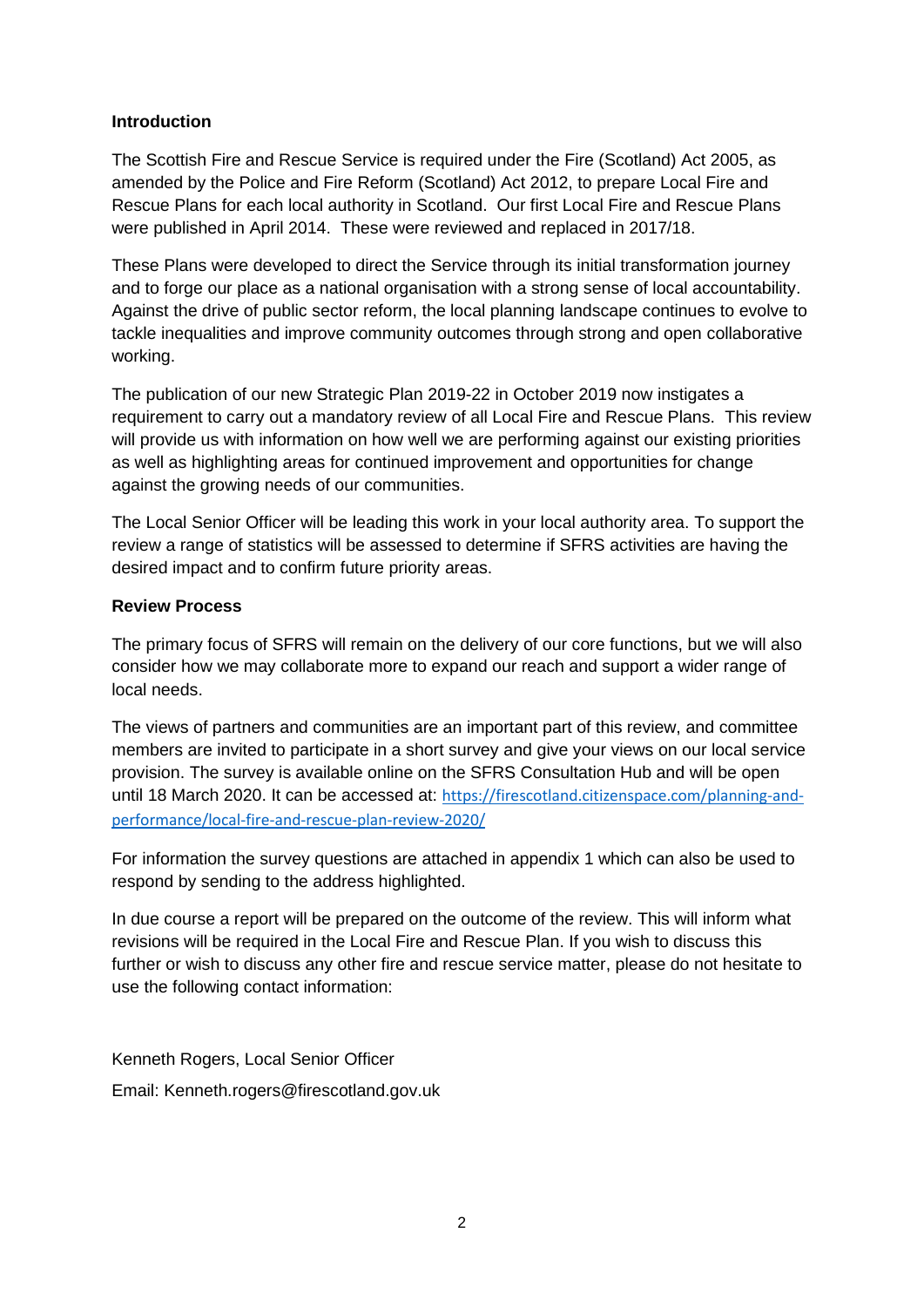**Introduction**

The Scottish Fire and Rescue Service is required under the Fire (Scotland) Act 2005, as amended by the Police and Fire Reform (Scotland) Act 2012, to prepare Local Fire and Rescue Plans for each local authority in Scotland. Our first Local Fire and Rescue Plans were published in April 2014. These were reviewed and replaced in 2017/18.

These Plans were developed to direct the Service through its initial transformation journey and to forge our place as a national organisation with a strong sense of local accountability. Against the drive of public sector reform, the local planning landscape continues to evolve to tackle inequalities and improve community outcomes through strong and open collaborative working.

The publication of our new Strategic Plan 2019-22 in October 2019 now instigates a requirement to carry out a mandatory review of all Local Fire and Rescue Plans. This review will provide us with information on how well we are performing against our existing priorities as well as highlighting areas for continued improvement and opportunities for change against the growing needs of our communities.

The Local Senior Officer will be leading this work in your local authority area. To support the review a range of statistics will be assessed to determine if SFRS activities are having the desired impact and to confirm future priority areas.

**Review Process**

The primary focus of SFRS will remain on the delivery of our core functions, but we will also consider how we may collaborate more to expand our reach and support a wider range of local needs.

The views of partners and communities are an important part of this review, and committee members are invited to participate in a short survey and give your views on our local service provision. The survey is available online on the SFRS Consultation Hub and will be open until 18 March 2020. It can be accessed at: https://firescotland.citizenspace.com/planning-and-performance/local-fire-and-rescue-plan-review-2020/

For information the survey questions are attached in appendix 1 which can also be used to respond by sending to the address highlighted.

In due course a report will be prepared on the outcome of the review. This will inform what revisions will be required in the Local Fire and Rescue Plan. If you wish to discuss this further or wish to discuss any other fire and rescue service matter, please do not hesitate to use the following contact information:

Kenneth Rogers, Local Senior Officer

Email: Kenneth.rogers@firescotland.gov.uk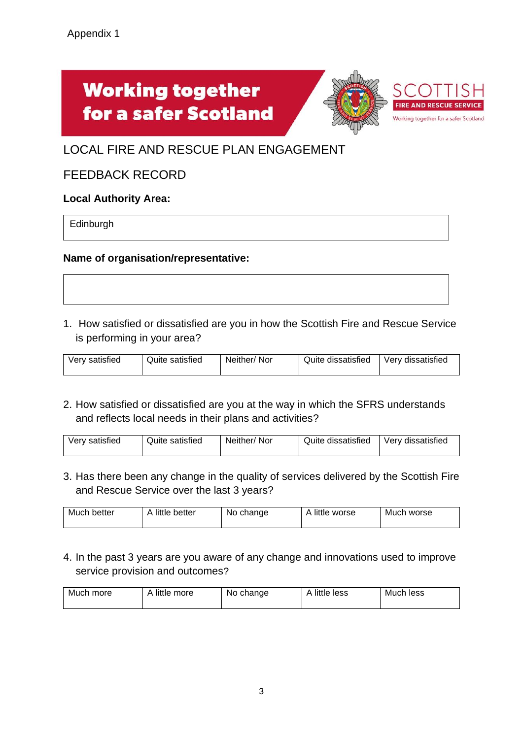Appendix 1

**Working together for a safer Scotland**

SCOTTISH FIRE AND RESCUE SERVICE
Working together for a safer Scotland

LOCAL FIRE AND RESCUE PLAN ENGAGEMENT

FEEDBACK RECORD

**Local Authority Area:**

| Edinburgh |
|---|

**Name of organisation/representative:**

| |
|---|

1. How satisfied or dissatisfied are you in how the Scottish Fire and Rescue Service is performing in your area?

| Very satisfied | Quite satisfied | Neither/ Nor | Quite dissatisfied | Very dissatisfied |
|---|---|---|---|---|

2. How satisfied or dissatisfied are you at the way in which the SFRS understands and reflects local needs in their plans and activities?

| Very satisfied | Quite satisfied | Neither/ Nor | Quite dissatisfied | Very dissatisfied |
|---|---|---|---|---|

3. Has there been any change in the quality of services delivered by the Scottish Fire and Rescue Service over the last 3 years?

| Much better | A little better | No change | A little worse | Much worse |
|---|---|---|---|---|

4. In the past 3 years are you aware of any change and innovations used to improve service provision and outcomes?

| Much more | A little more | No change | A little less | Much less |
|---|---|---|---|---|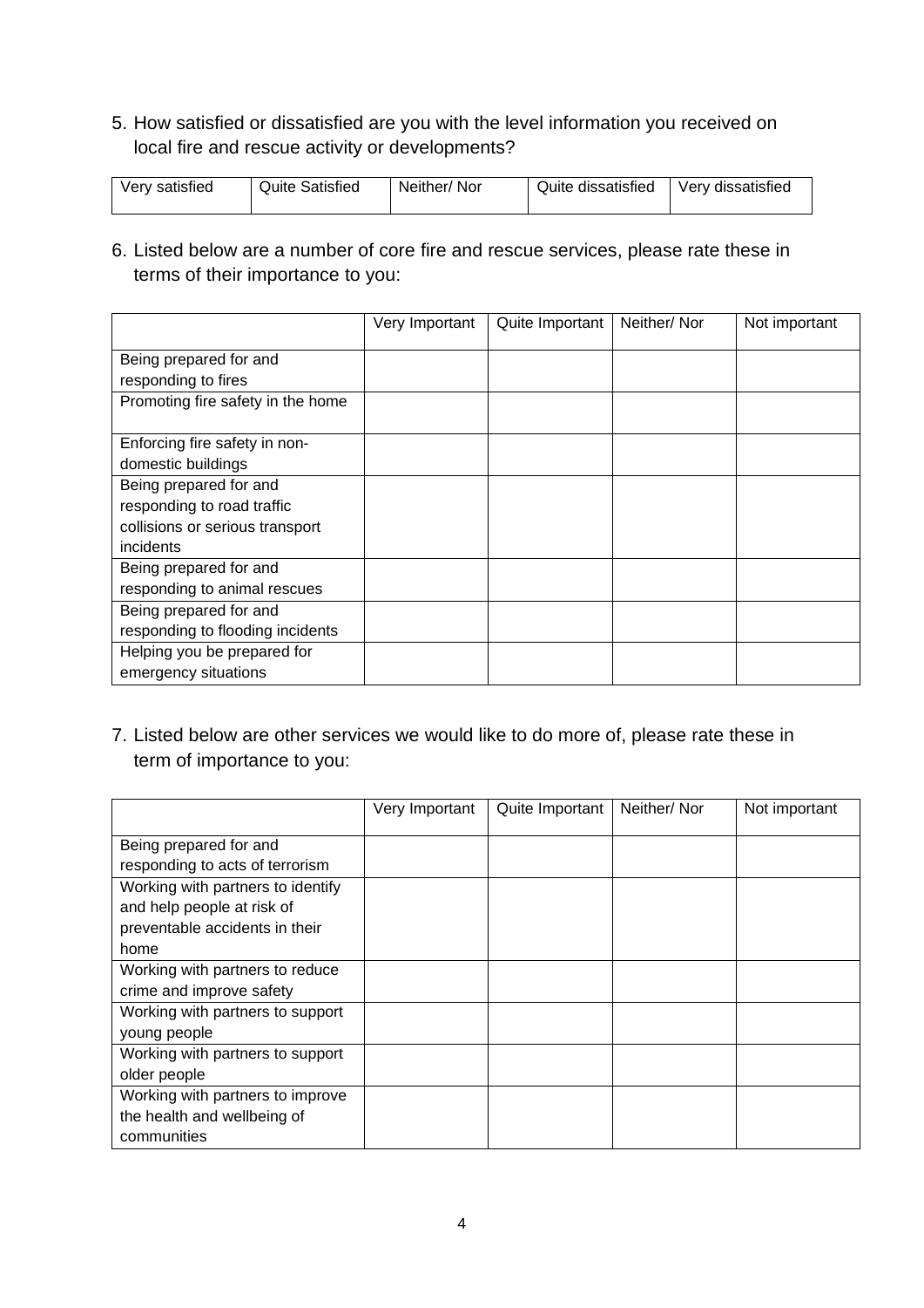5. How satisfied or dissatisfied are you with the level information you received on local fire and rescue activity or developments?

| Very satisfied | Quite Satisfied | Neither/ Nor | Quite dissatisfied | Very dissatisfied |
|---|---|---|---|---|

6. Listed below are a number of core fire and rescue services, please rate these in terms of their importance to you:

| | Very Important | Quite Important | Neither/ Nor | Not important |
|---|---|---|---|---|
| Being prepared for and responding to fires | | | | |
| Promoting fire safety in the home | | | | |
| Enforcing fire safety in non-domestic buildings | | | | |
| Being prepared for and responding to road traffic collisions or serious transport incidents | | | | |
| Being prepared for and responding to animal rescues | | | | |
| Being prepared for and responding to flooding incidents | | | | |
| Helping you be prepared for emergency situations | | | | |

7. Listed below are other services we would like to do more of, please rate these in term of importance to you:

| | Very Important | Quite Important | Neither/ Nor | Not important |
|---|---|---|---|---|
| Being prepared for and responding to acts of terrorism | | | | |
| Working with partners to identify and help people at risk of preventable accidents in their home | | | | |
| Working with partners to reduce crime and improve safety | | | | |
| Working with partners to support young people | | | | |
| Working with partners to support older people | | | | |
| Working with partners to improve the health and wellbeing of communities | | | | |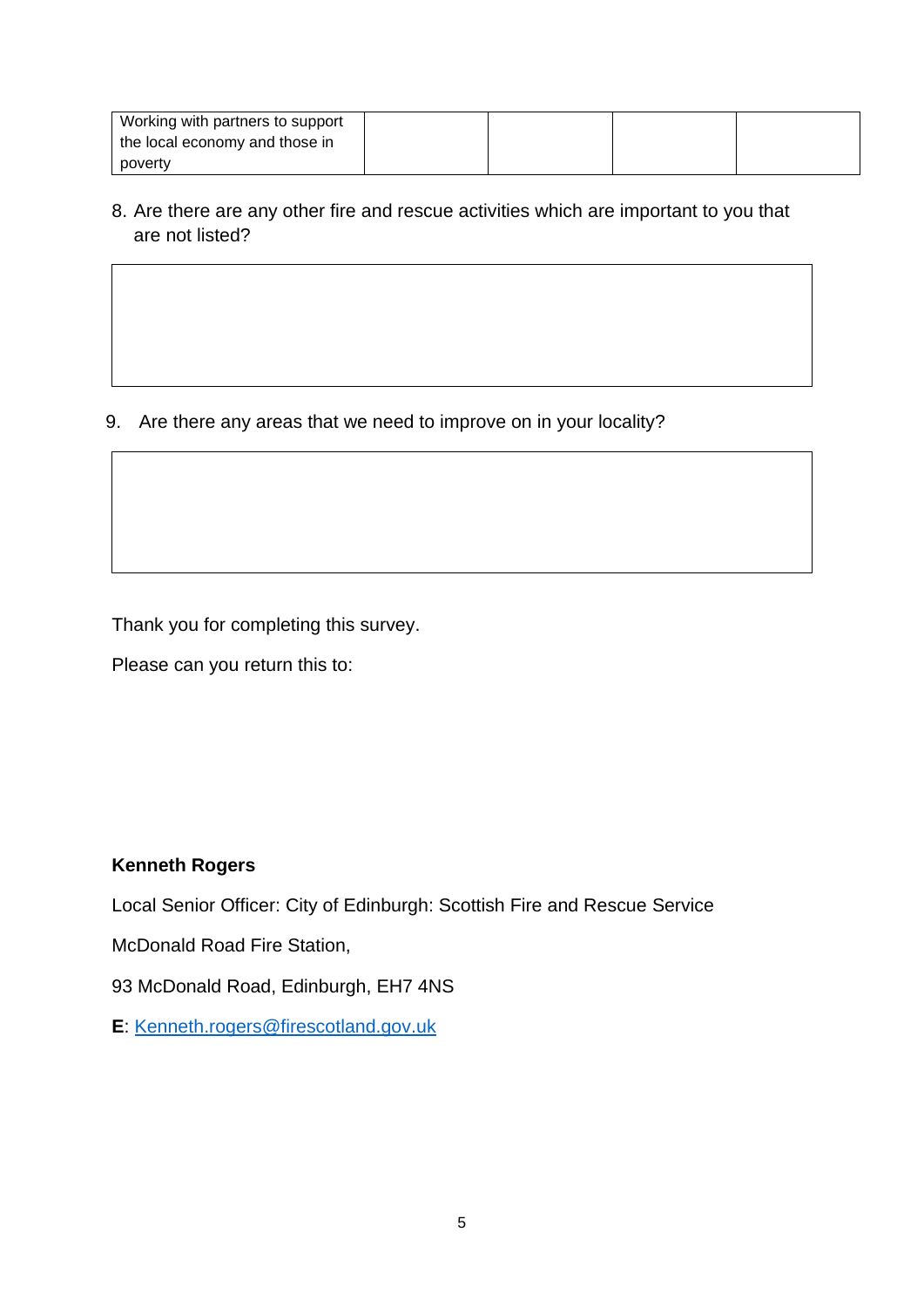| | | | | |
|---|---|---|---|---|
| Working with partners to support the local economy and those in poverty | | | | |

8. Are there are any other fire and rescue activities which are important to you that are not listed?

| |
|---|
| |

9. Are there any areas that we need to improve on in your locality?

| |
|---|
| |

Thank you for completing this survey.

Please can you return this to:

**Kenneth Rogers**

Local Senior Officer: City of Edinburgh: Scottish Fire and Rescue Service

McDonald Road Fire Station,

93 McDonald Road, Edinburgh, EH7 4NS

**E**: Kenneth.rogers@firescotland.gov.uk